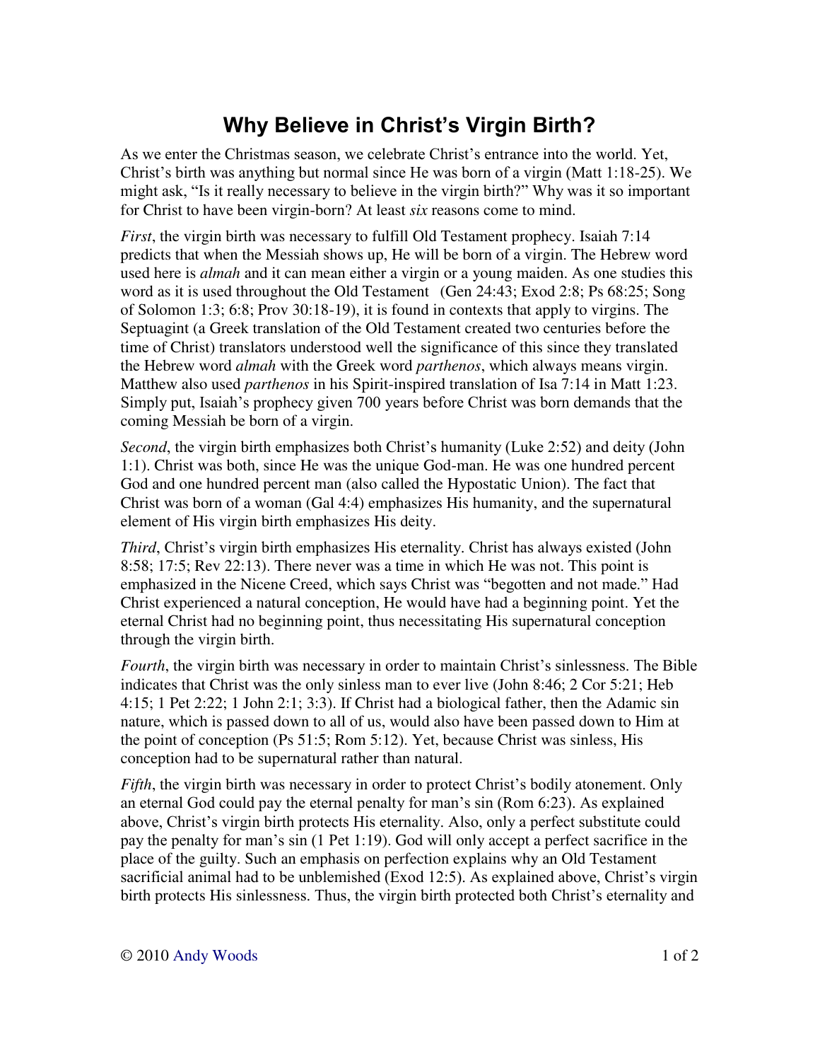# Why Believe in Christ's Virgin Birth?

As we enter the Christmas season, we celebrate Christ's entrance into the world. Yet, Christ's birth was anything but normal since He was born of a virgin (Matt 1:18-25). We might ask, "Is it really necessary to believe in the virgin birth?" Why was it so important for Christ to have been virgin-born? At least *six* reasons come to mind.

*First*, the virgin birth was necessary to fulfill Old Testament prophecy. Isaiah 7:14 predicts that when the Messiah shows up, He will be born of a virgin. The Hebrew word used here is *almah* and it can mean either a virgin or a young maiden. As one studies this word as it is used throughout the Old Testament (Gen 24:43; Exod 2:8; Ps 68:25; Song of Solomon 1:3; 6:8; Prov 30:18-19), it is found in contexts that apply to virgins. The Septuagint (a Greek translation of the Old Testament created two centuries before the time of Christ) translators understood well the significance of this since they translated the Hebrew word *almah* with the Greek word *parthenos*, which always means virgin. Matthew also used *parthenos* in his Spirit-inspired translation of Isa 7:14 in Matt 1:23. Simply put, Isaiah's prophecy given 700 years before Christ was born demands that the coming Messiah be born of a virgin.

*Second*, the virgin birth emphasizes both Christ's humanity (Luke 2:52) and deity (John 1:1). Christ was both, since He was the unique God-man. He was one hundred percent God and one hundred percent man (also called the Hypostatic Union). The fact that Christ was born of a woman (Gal 4:4) emphasizes His humanity, and the supernatural element of His virgin birth emphasizes His deity.

*Third*, Christ's virgin birth emphasizes His eternality. Christ has always existed (John 8:58; 17:5; Rev 22:13). There never was a time in which He was not. This point is emphasized in the Nicene Creed, which says Christ was "begotten and not made." Had Christ experienced a natural conception, He would have had a beginning point. Yet the eternal Christ had no beginning point, thus necessitating His supernatural conception through the virgin birth.

*Fourth*, the virgin birth was necessary in order to maintain Christ's sinlessness. The Bible indicates that Christ was the only sinless man to ever live (John 8:46; 2 Cor 5:21; Heb 4:15; 1 Pet 2:22; 1 John 2:1; 3:3). If Christ had a biological father, then the Adamic sin nature, which is passed down to all of us, would also have been passed down to Him at the point of conception (Ps 51:5; Rom 5:12). Yet, because Christ was sinless, His conception had to be supernatural rather than natural.

*Fifth*, the virgin birth was necessary in order to protect Christ's bodily atonement. Only an eternal God could pay the eternal penalty for man's sin (Rom 6:23). As explained above, Christ's virgin birth protects His eternality. Also, only a perfect substitute could pay the penalty for man's sin (1 Pet 1:19). God will only accept a perfect sacrifice in the place of the guilty. Such an emphasis on perfection explains why an Old Testament sacrificial animal had to be unblemished (Exod 12:5). As explained above, Christ's virgin birth protects His sinlessness. Thus, the virgin birth protected both Christ's eternality and

© 2010 Andy Woods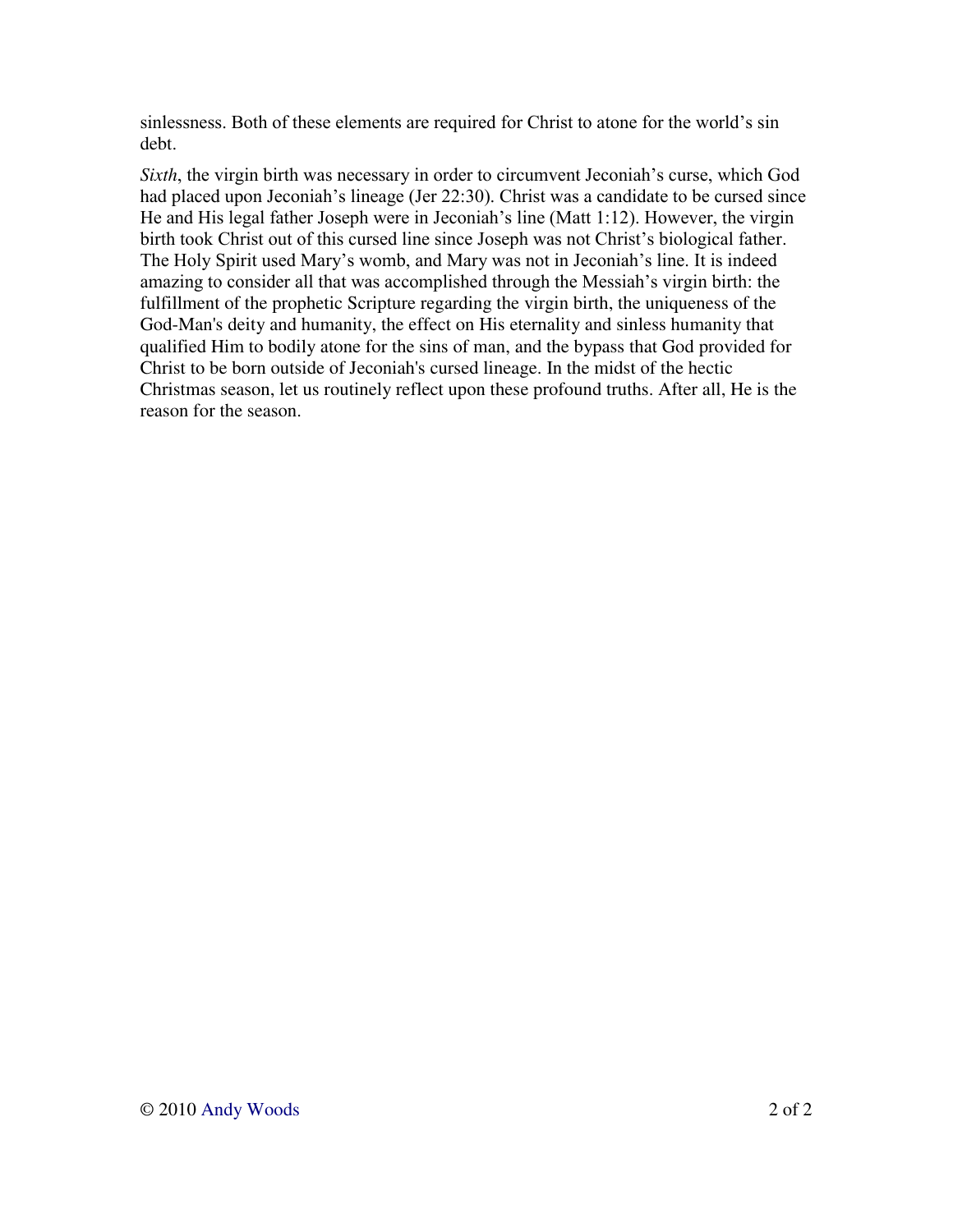sinlessness. Both of these elements are required for Christ to atone for the world's sin debt.

*Sixth*, the virgin birth was necessary in order to circumvent Jeconiah's curse, which God had placed upon Jeconiah's lineage (Jer 22:30). Christ was a candidate to be cursed since He and His legal father Joseph were in Jeconiah's line (Matt 1:12). However, the virgin birth took Christ out of this cursed line since Joseph was not Christ's biological father. The Holy Spirit used Mary's womb, and Mary was not in Jeconiah's line. It is indeed amazing to consider all that was accomplished through the Messiah's virgin birth: the fulfillment of the prophetic Scripture regarding the virgin birth, the uniqueness of the God-Man's deity and humanity, the effect on His eternality and sinless humanity that qualified Him to bodily atone for the sins of man, and the bypass that God provided for Christ to be born outside of Jeconiah's cursed lineage. In the midst of the hectic Christmas season, let us routinely reflect upon these profound truths. After all, He is the reason for the season.